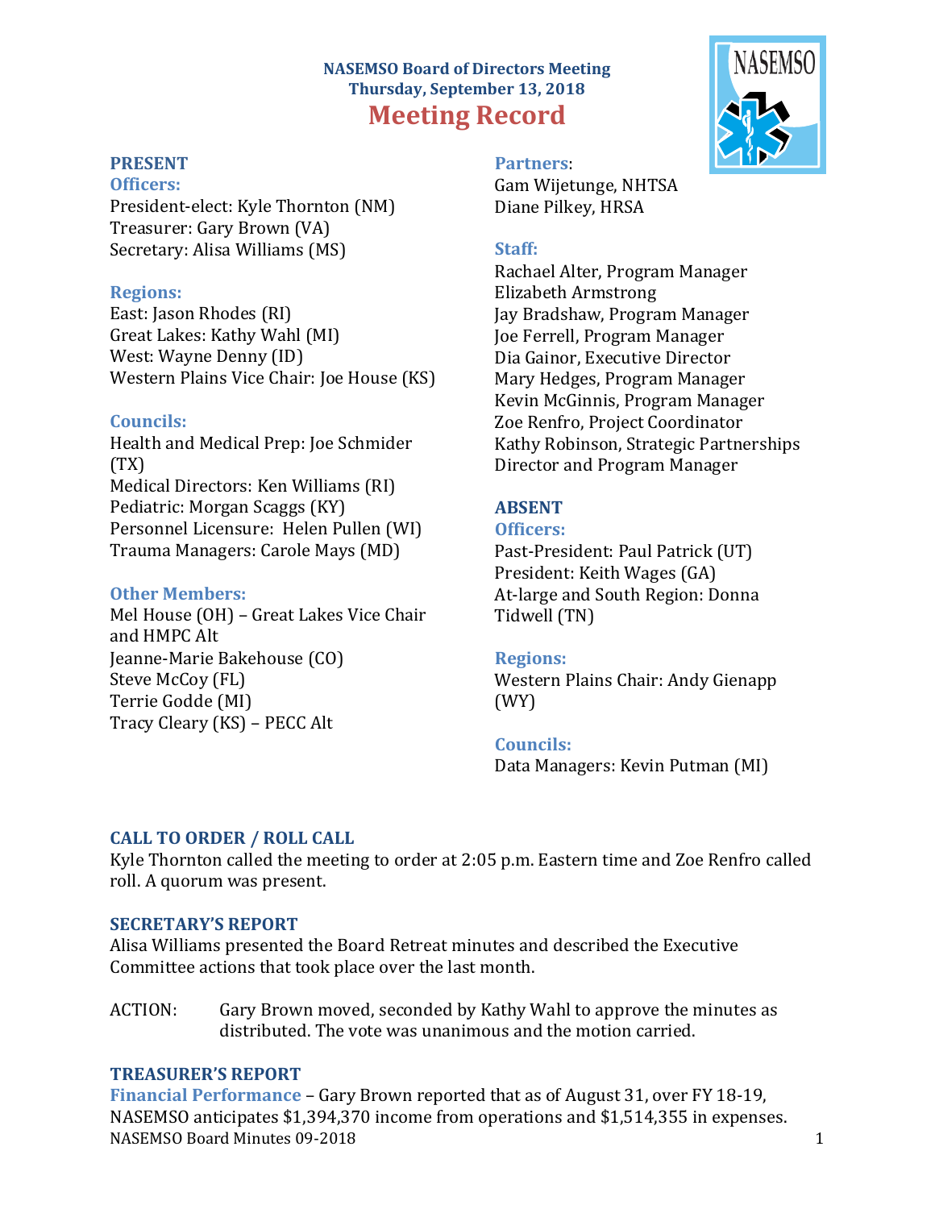# NASEMSO Board of Directors Meeting
## Thursday, September 13, 2018
# Meeting Record

## PRESENT

### Officers:
President-elect: Kyle Thornton (NM)
Treasurer: Gary Brown (VA)
Secretary: Alisa Williams (MS)

### Regions:
East: Jason Rhodes (RI)
Great Lakes: Kathy Wahl (MI)
West: Wayne Denny (ID)
Western Plains Vice Chair: Joe House (KS)

### Councils:
Health and Medical Prep: Joe Schmider (TX)
Medical Directors: Ken Williams (RI)
Pediatric: Morgan Scaggs (KY)
Personnel Licensure: Helen Pullen (WI)
Trauma Managers: Carole Mays (MD)

### Other Members:
Mel House (OH) – Great Lakes Vice Chair and HMPC Alt
Jeanne-Marie Bakehouse (CO)
Steve McCoy (FL)
Terrie Godde (MI)
Tracy Cleary (KS) – PECC Alt

### Partners:
Gam Wijetunge, NHTSA
Diane Pilkey, HRSA

### Staff:
Rachael Alter, Program Manager
Elizabeth Armstrong
Jay Bradshaw, Program Manager
Joe Ferrell, Program Manager
Dia Gainor, Executive Director
Mary Hedges, Program Manager
Kevin McGinnis, Program Manager
Zoe Renfro, Project Coordinator
Kathy Robinson, Strategic Partnerships Director and Program Manager

## ABSENT

### Officers:
Past-President: Paul Patrick (UT)
President: Keith Wages (GA)
At-large and South Region: Donna Tidwell (TN)

### Regions:
Western Plains Chair: Andy Gienapp (WY)

### Councils:
Data Managers: Kevin Putman (MI)

## CALL TO ORDER / ROLL CALL
Kyle Thornton called the meeting to order at 2:05 p.m. Eastern time and Zoe Renfro called roll. A quorum was present.

## SECRETARY'S REPORT
Alisa Williams presented the Board Retreat minutes and described the Executive Committee actions that took place over the last month.

ACTION: Gary Brown moved, seconded by Kathy Wahl to approve the minutes as distributed. The vote was unanimous and the motion carried.

## TREASURER'S REPORT
**Financial Performance** – Gary Brown reported that as of August 31, over FY 18-19, NASEMSO anticipates $1,394,370 income from operations and $1,514,355 in expenses.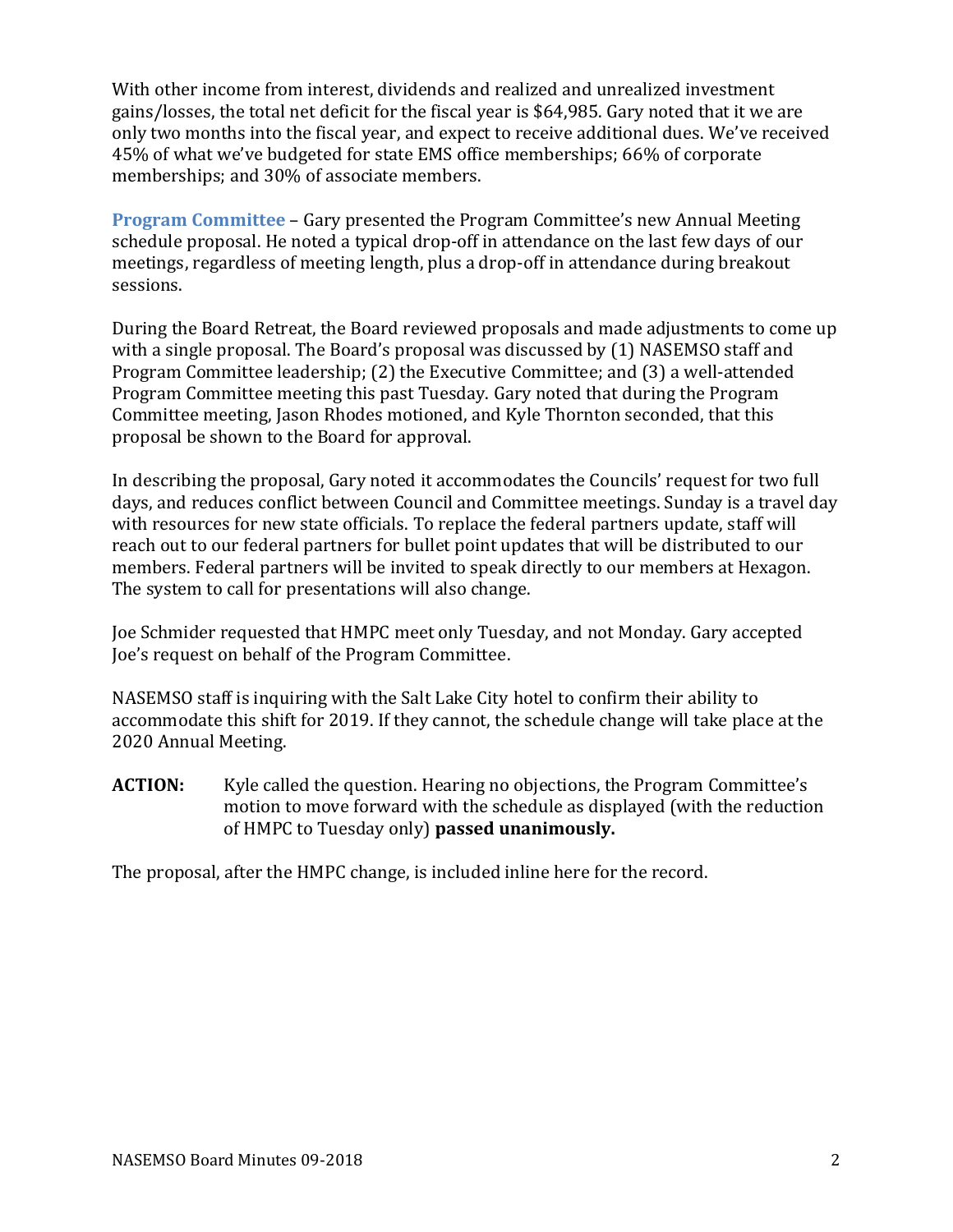With other income from interest, dividends and realized and unrealized investment gains/losses, the total net deficit for the fiscal year is $64,985. Gary noted that it we are only two months into the fiscal year, and expect to receive additional dues. We've received 45% of what we've budgeted for state EMS office memberships; 66% of corporate memberships; and 30% of associate members.

**Program Committee** – Gary presented the Program Committee's new Annual Meeting schedule proposal. He noted a typical drop-off in attendance on the last few days of our meetings, regardless of meeting length, plus a drop-off in attendance during breakout sessions.

During the Board Retreat, the Board reviewed proposals and made adjustments to come up with a single proposal. The Board's proposal was discussed by (1) NASEMSO staff and Program Committee leadership; (2) the Executive Committee; and (3) a well-attended Program Committee meeting this past Tuesday. Gary noted that during the Program Committee meeting, Jason Rhodes motioned, and Kyle Thornton seconded, that this proposal be shown to the Board for approval.

In describing the proposal, Gary noted it accommodates the Councils' request for two full days, and reduces conflict between Council and Committee meetings. Sunday is a travel day with resources for new state officials. To replace the federal partners update, staff will reach out to our federal partners for bullet point updates that will be distributed to our members. Federal partners will be invited to speak directly to our members at Hexagon. The system to call for presentations will also change.

Joe Schmider requested that HMPC meet only Tuesday, and not Monday. Gary accepted Joe's request on behalf of the Program Committee.

NASEMSO staff is inquiring with the Salt Lake City hotel to confirm their ability to accommodate this shift for 2019. If they cannot, the schedule change will take place at the 2020 Annual Meeting.

**ACTION:** Kyle called the question. Hearing no objections, the Program Committee's motion to move forward with the schedule as displayed (with the reduction of HMPC to Tuesday only) **passed unanimously.**

The proposal, after the HMPC change, is included inline here for the record.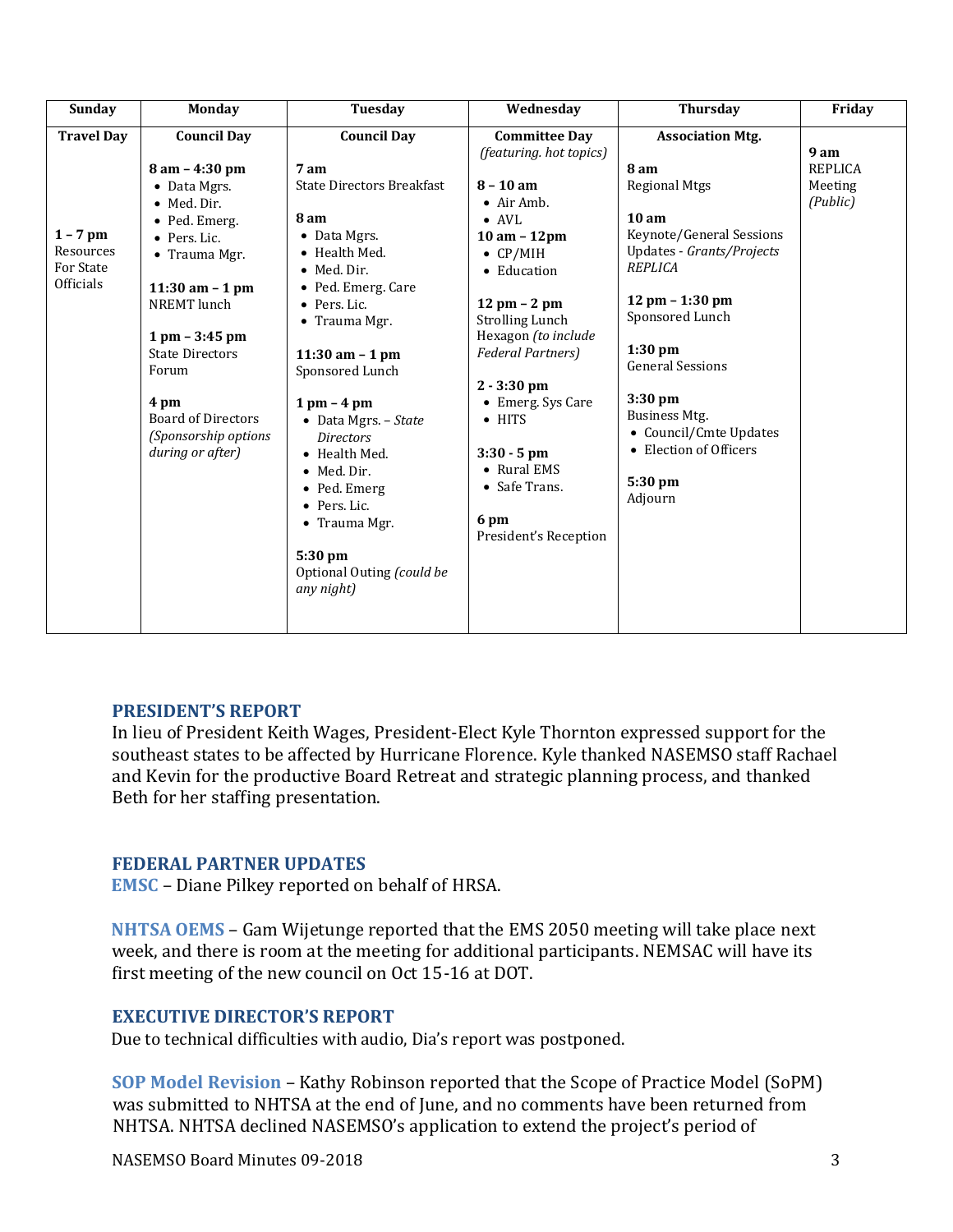| Sunday | Monday | Tuesday | Wednesday | Thursday | Friday |
|---|---|---|---|---|---|
| **Travel Day**<br><br>**1 – 7 pm**<br>Resources For State Officials | **Council Day**<br><br>**8 am – 4:30 pm**<br>• Data Mgrs.<br>• Med. Dir.<br>• Ped. Emerg.<br>• Pers. Lic.<br>• Trauma Mgr.<br><br>**11:30 am – 1 pm**<br>NREMT lunch<br><br>**1 pm – 3:45 pm**<br>State Directors Forum<br><br>**4 pm**<br>Board of Directors *(Sponsorship options during or after)* | **Council Day**<br><br>**7 am**<br>State Directors Breakfast<br><br>**8 am**<br>• Data Mgrs.<br>• Health Med.<br>• Med. Dir.<br>• Ped. Emerg. Care<br>• Pers. Lic.<br>• Trauma Mgr.<br><br>**11:30 am – 1 pm**<br>Sponsored Lunch<br><br>**1 pm – 4 pm**<br>• Data Mgrs. – *State Directors*<br>• Health Med.<br>• Med. Dir.<br>• Ped. Emerg<br>• Pers. Lic.<br>• Trauma Mgr.<br><br>**5:30 pm**<br>Optional Outing *(could be any night)* | **Committee Day**<br>*(featuring. hot topics)*<br><br>**8 – 10 am**<br>• Air Amb.<br>• AVL<br>**10 am – 12pm**<br>• CP/MIH<br>• Education<br><br>**12 pm – 2 pm**<br>Strolling Lunch Hexagon *(to include Federal Partners)*<br><br>**2 - 3:30 pm**<br>• Emerg. Sys Care<br>• HITS<br><br>**3:30 - 5 pm**<br>• Rural EMS<br>• Safe Trans.<br><br>**6 pm**<br>President's Reception | **Association Mtg.**<br><br>**8 am**<br>Regional Mtgs<br><br>**10 am**<br>Keynote/General Sessions Updates - *Grants/Projects REPLICA*<br><br>**12 pm – 1:30 pm**<br>Sponsored Lunch<br><br>**1:30 pm**<br>General Sessions<br><br>**3:30 pm**<br>Business Mtg.<br>• Council/Cmte Updates<br>• Election of Officers<br><br>**5:30 pm**<br>Adjourn | **9 am**<br>REPLICA Meeting *(Public)* |

## PRESIDENT'S REPORT

In lieu of President Keith Wages, President-Elect Kyle Thornton expressed support for the southeast states to be affected by Hurricane Florence. Kyle thanked NASEMSO staff Rachael and Kevin for the productive Board Retreat and strategic planning process, and thanked Beth for her staffing presentation.

## FEDERAL PARTNER UPDATES

**EMSC** – Diane Pilkey reported on behalf of HRSA.

**NHTSA OEMS** – Gam Wijetunge reported that the EMS 2050 meeting will take place next week, and there is room at the meeting for additional participants. NEMSAC will have its first meeting of the new council on Oct 15-16 at DOT.

## EXECUTIVE DIRECTOR'S REPORT

Due to technical difficulties with audio, Dia's report was postponed.

**SOP Model Revision** – Kathy Robinson reported that the Scope of Practice Model (SoPM) was submitted to NHTSA at the end of June, and no comments have been returned from NHTSA. NHTSA declined NASEMSO's application to extend the project's period of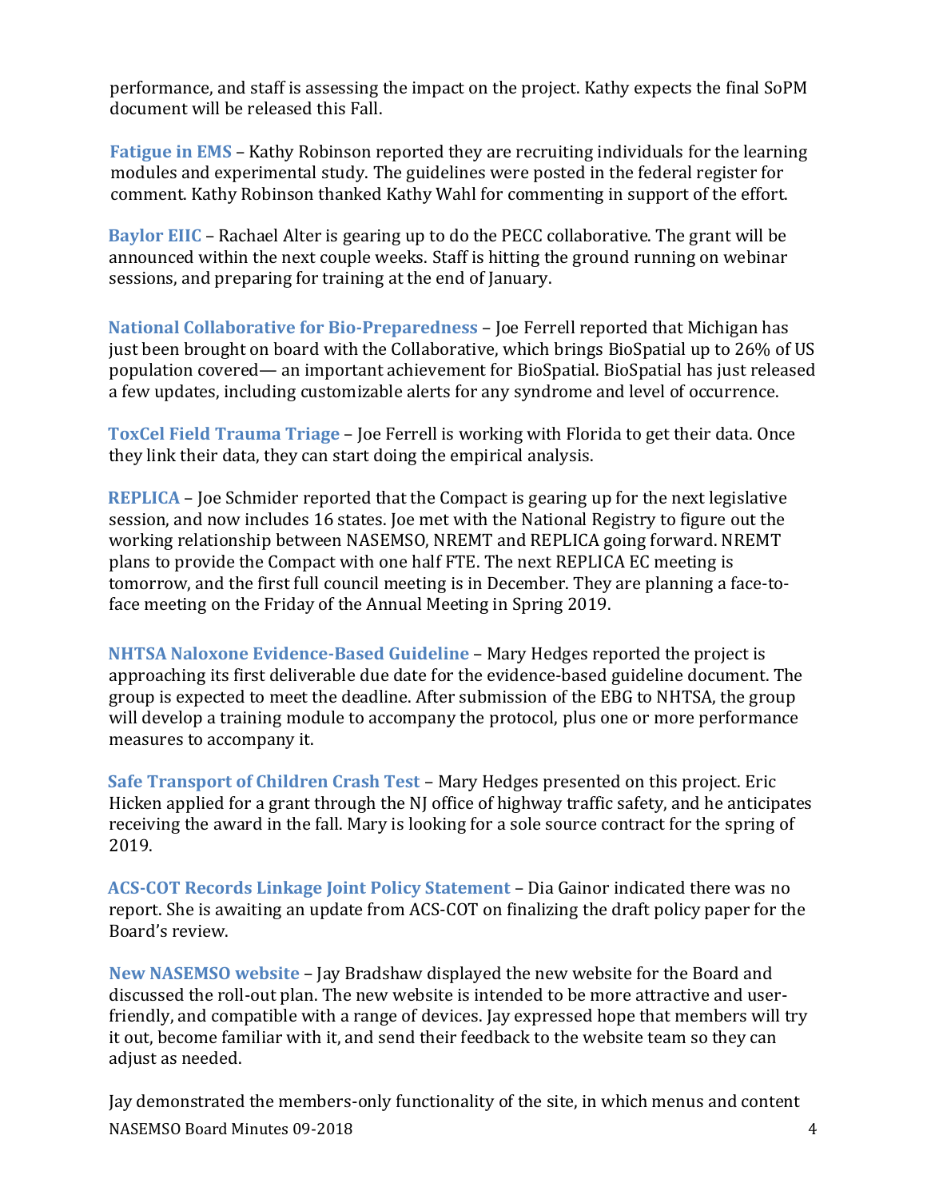performance, and staff is assessing the impact on the project. Kathy expects the final SoPM document will be released this Fall.

**Fatigue in EMS** – Kathy Robinson reported they are recruiting individuals for the learning modules and experimental study. The guidelines were posted in the federal register for comment. Kathy Robinson thanked Kathy Wahl for commenting in support of the effort.

**Baylor EIIC** – Rachael Alter is gearing up to do the PECC collaborative. The grant will be announced within the next couple weeks. Staff is hitting the ground running on webinar sessions, and preparing for training at the end of January.

**National Collaborative for Bio-Preparedness** – Joe Ferrell reported that Michigan has just been brought on board with the Collaborative, which brings BioSpatial up to 26% of US population covered— an important achievement for BioSpatial. BioSpatial has just released a few updates, including customizable alerts for any syndrome and level of occurrence.

**ToxCel Field Trauma Triage** – Joe Ferrell is working with Florida to get their data. Once they link their data, they can start doing the empirical analysis.

**REPLICA** – Joe Schmider reported that the Compact is gearing up for the next legislative session, and now includes 16 states. Joe met with the National Registry to figure out the working relationship between NASEMSO, NREMT and REPLICA going forward. NREMT plans to provide the Compact with one half FTE. The next REPLICA EC meeting is tomorrow, and the first full council meeting is in December. They are planning a face-to-face meeting on the Friday of the Annual Meeting in Spring 2019.

**NHTSA Naloxone Evidence-Based Guideline** – Mary Hedges reported the project is approaching its first deliverable due date for the evidence-based guideline document. The group is expected to meet the deadline. After submission of the EBG to NHTSA, the group will develop a training module to accompany the protocol, plus one or more performance measures to accompany it.

**Safe Transport of Children Crash Test** – Mary Hedges presented on this project. Eric Hicken applied for a grant through the NJ office of highway traffic safety, and he anticipates receiving the award in the fall. Mary is looking for a sole source contract for the spring of 2019.

**ACS-COT Records Linkage Joint Policy Statement** – Dia Gainor indicated there was no report. She is awaiting an update from ACS-COT on finalizing the draft policy paper for the Board's review.

**New NASEMSO website** – Jay Bradshaw displayed the new website for the Board and discussed the roll-out plan. The new website is intended to be more attractive and user-friendly, and compatible with a range of devices. Jay expressed hope that members will try it out, become familiar with it, and send their feedback to the website team so they can adjust as needed.

Jay demonstrated the members-only functionality of the site, in which menus and content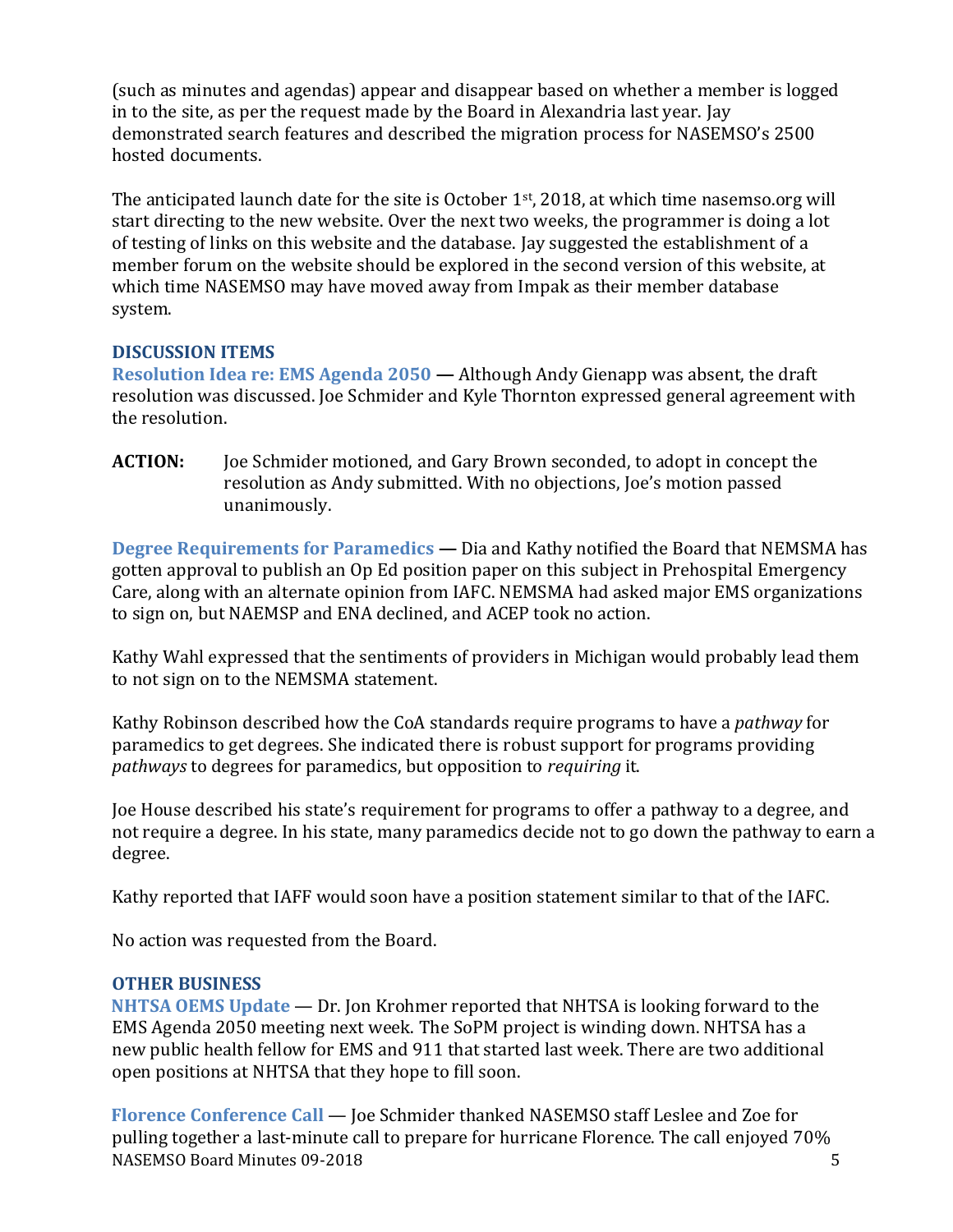(such as minutes and agendas) appear and disappear based on whether a member is logged in to the site, as per the request made by the Board in Alexandria last year. Jay demonstrated search features and described the migration process for NASEMSO's 2500 hosted documents.

The anticipated launch date for the site is October 1st, 2018, at which time nasemso.org will start directing to the new website. Over the next two weeks, the programmer is doing a lot of testing of links on this website and the database. Jay suggested the establishment of a member forum on the website should be explored in the second version of this website, at which time NASEMSO may have moved away from Impak as their member database system.

## DISCUSSION ITEMS

**Resolution Idea re: EMS Agenda 2050 —** Although Andy Gienapp was absent, the draft resolution was discussed. Joe Schmider and Kyle Thornton expressed general agreement with the resolution.

**ACTION:** Joe Schmider motioned, and Gary Brown seconded, to adopt in concept the resolution as Andy submitted. With no objections, Joe's motion passed unanimously.

**Degree Requirements for Paramedics —** Dia and Kathy notified the Board that NEMSMA has gotten approval to publish an Op Ed position paper on this subject in Prehospital Emergency Care, along with an alternate opinion from IAFC. NEMSMA had asked major EMS organizations to sign on, but NAEMSP and ENA declined, and ACEP took no action.

Kathy Wahl expressed that the sentiments of providers in Michigan would probably lead them to not sign on to the NEMSMA statement.

Kathy Robinson described how the CoA standards require programs to have a *pathway* for paramedics to get degrees. She indicated there is robust support for programs providing *pathways* to degrees for paramedics, but opposition to *requiring* it.

Joe House described his state's requirement for programs to offer a pathway to a degree, and not require a degree. In his state, many paramedics decide not to go down the pathway to earn a degree.

Kathy reported that IAFF would soon have a position statement similar to that of the IAFC.

No action was requested from the Board.

## OTHER BUSINESS

**NHTSA OEMS Update** — Dr. Jon Krohmer reported that NHTSA is looking forward to the EMS Agenda 2050 meeting next week. The SoPM project is winding down. NHTSA has a new public health fellow for EMS and 911 that started last week. There are two additional open positions at NHTSA that they hope to fill soon.

**Florence Conference Call** — Joe Schmider thanked NASEMSO staff Leslee and Zoe for pulling together a last-minute call to prepare for hurricane Florence. The call enjoyed 70%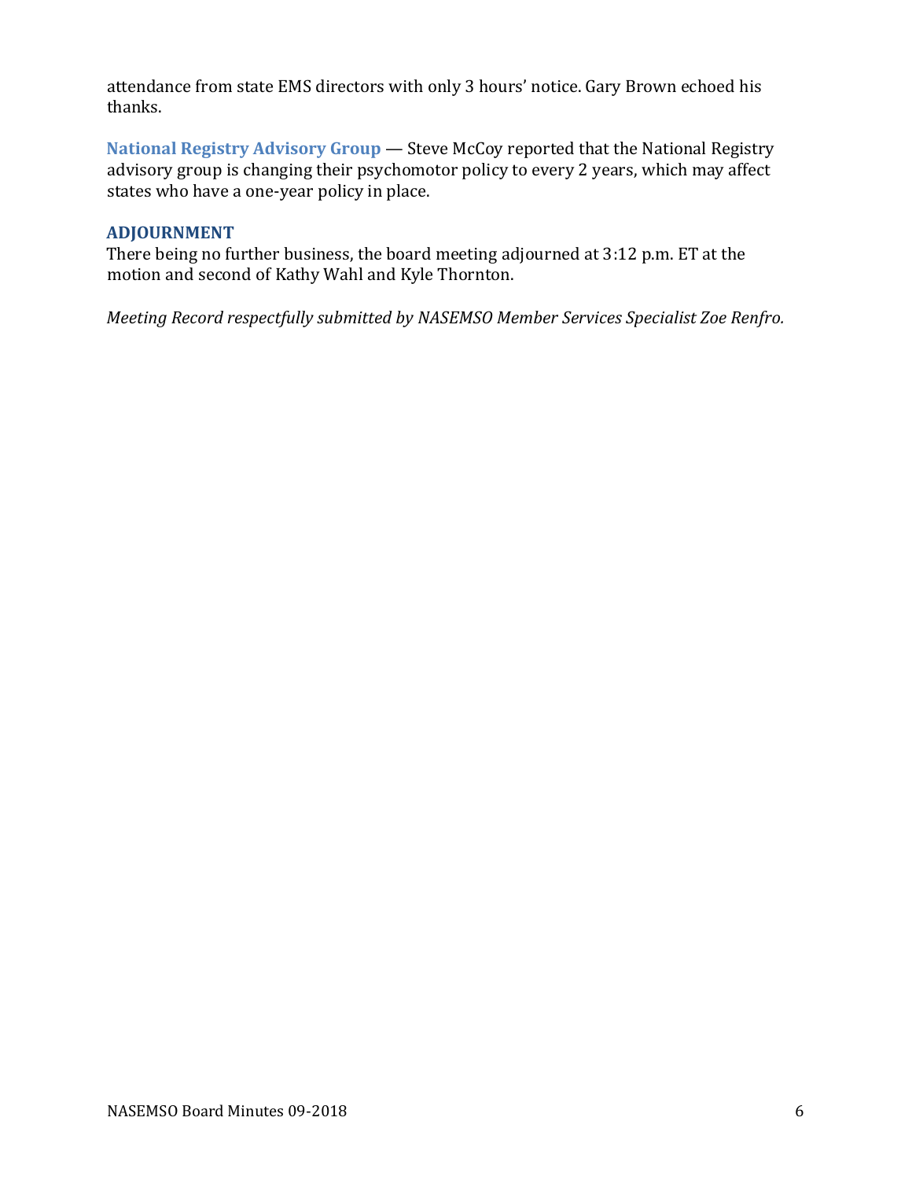attendance from state EMS directors with only 3 hours' notice. Gary Brown echoed his thanks.

**National Registry Advisory Group** — Steve McCoy reported that the National Registry advisory group is changing their psychomotor policy to every 2 years, which may affect states who have a one-year policy in place.

### ADJOURNMENT

There being no further business, the board meeting adjourned at 3:12 p.m. ET at the motion and second of Kathy Wahl and Kyle Thornton.

*Meeting Record respectfully submitted by NASEMSO Member Services Specialist Zoe Renfro.*